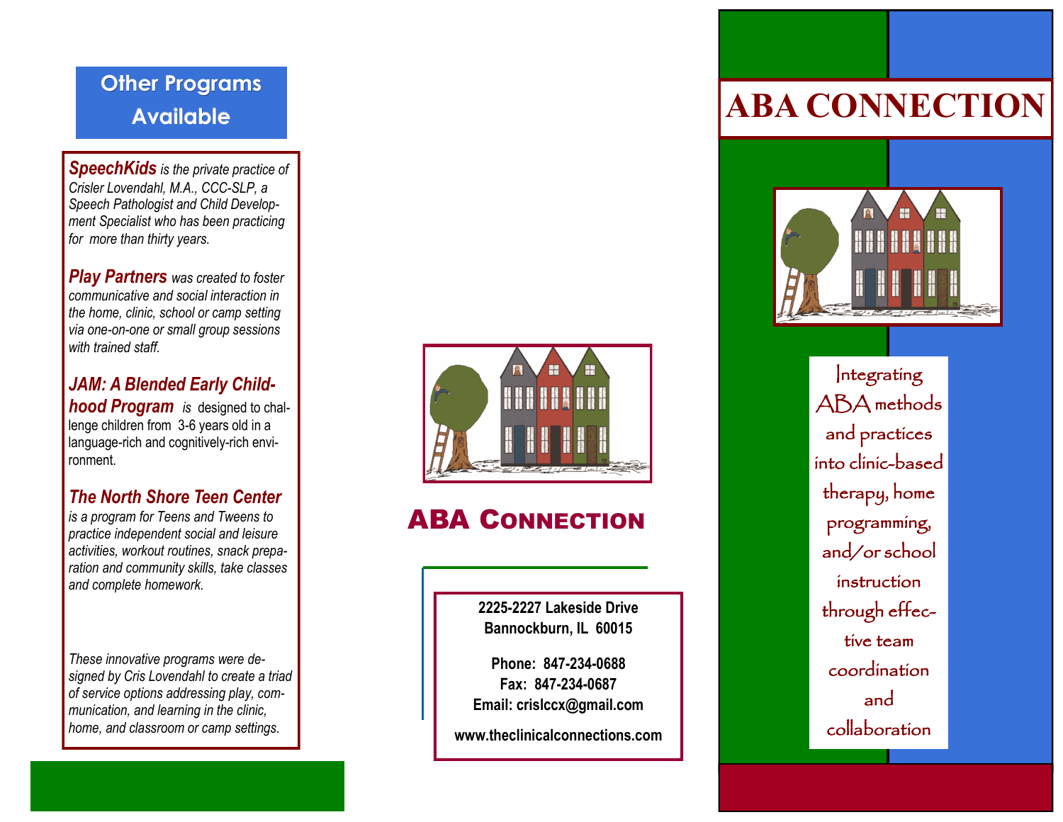## Other Programs Available

***SpeechKids*** *is the private practice of Crisler Lovendahl, M.A., CCC-SLP, a Speech Pathologist and Child Development Specialist who has been practicing for more than thirty years.*

***Play Partners*** *was created to foster communicative and social interaction in the home, clinic, school or camp setting via one-on-one or small group sessions with trained staff.*

***JAM: A Blended Early Childhood Program*** *is* designed to challenge children from 3-6 years old in a language-rich and cognitively-rich environment.

***The North Shore Teen Center*** *is a program for Teens and Tweens to practice independent social and leisure activities, workout routines, snack preparation and community skills, take classes and complete homework.*

*These innovative programs were designed by Cris Lovendahl to create a triad of service options addressing play, communication, and learning in the clinic, home, and classroom or camp settings.*

## ABA Connection

**2225-2227 Lakeside Drive**
**Bannockburn, IL 60015**

**Phone: 847-234-0688**
**Fax: 847-234-0687**
**Email: crislccx@gmail.com**

**www.theclinicalconnections.com**

# ABA CONNECTION

Integrating ABA methods and practices into clinic-based therapy, home programming, and/or school instruction through effective team coordination and collaboration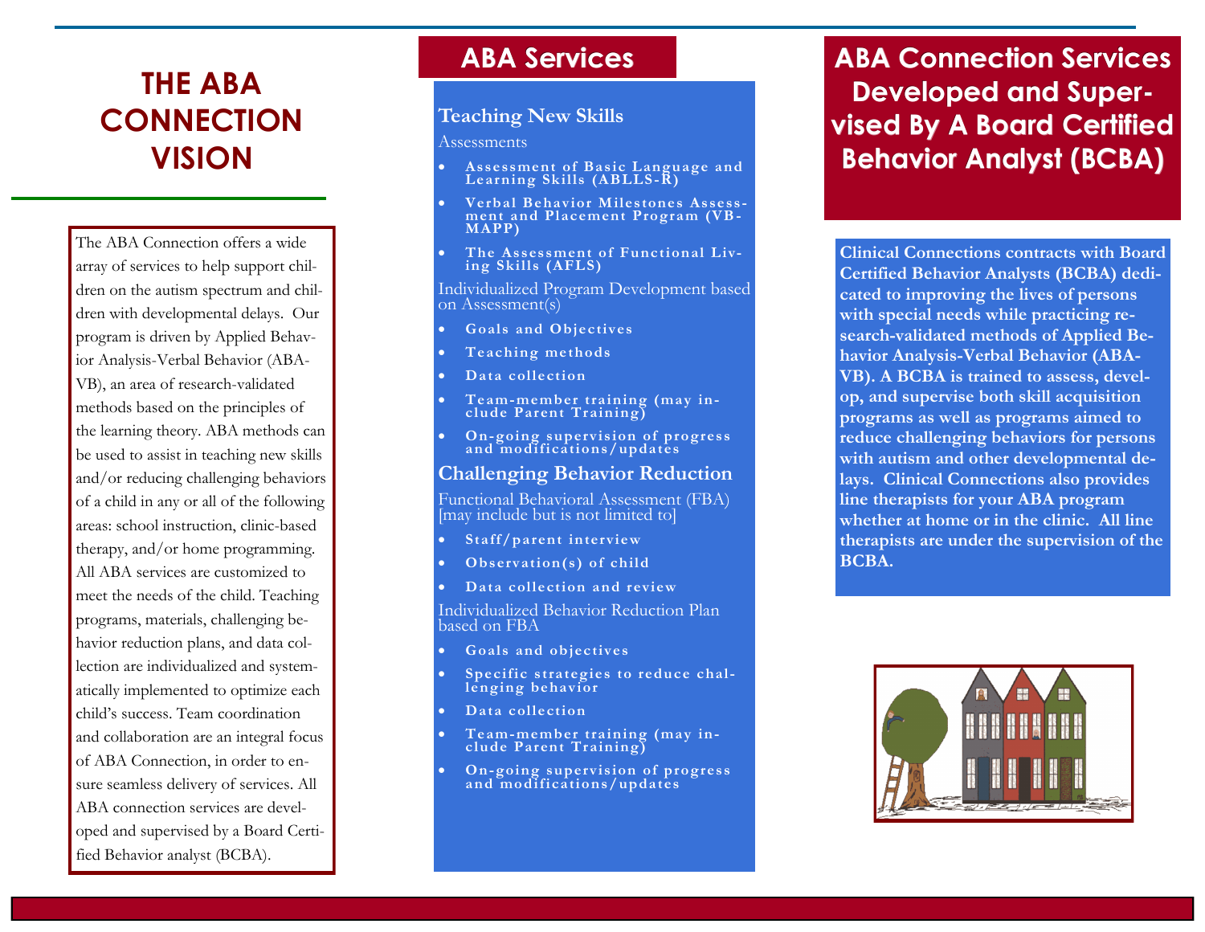# THE ABA CONNECTION VISION

The ABA Connection offers a wide array of services to help support children on the autism spectrum and children with developmental delays. Our program is driven by Applied Behavior Analysis-Verbal Behavior (ABA-VB), an area of research-validated methods based on the principles of the learning theory. ABA methods can be used to assist in teaching new skills and/or reducing challenging behaviors of a child in any or all of the following areas: school instruction, clinic-based therapy, and/or home programming. All ABA services are customized to meet the needs of the child. Teaching programs, materials, challenging behavior reduction plans, and data collection are individualized and systematically implemented to optimize each child's success. Team coordination and collaboration are an integral focus of ABA Connection, in order to ensure seamless delivery of services. All ABA connection services are developed and supervised by a Board Certified Behavior analyst (BCBA).

# ABA Services

## Teaching New Skills

Assessments

- **Assessment of Basic Language and Learning Skills (ABLLS-R)**
- **Verbal Behavior Milestones Assessment and Placement Program (VB-MAPP)**
- **The Assessment of Functional Living Skills (AFLS)**

Individualized Program Development based on Assessment(s)

- **Goals and Objectives**
- **Teaching methods**
- **Data collection**
- **Team-member training (may include Parent Training)**
- **On-going supervision of progress and modifications/updates**

## Challenging Behavior Reduction

Functional Behavioral Assessment (FBA) [may include but is not limited to]

- **Staff/parent interview**
- **Observation(s) of child**
- **Data collection and review**

Individualized Behavior Reduction Plan based on FBA

- **Goals and objectives**
- **Specific strategies to reduce challenging behavior**
- **Data collection**
- **Team-member training (may include Parent Training)**
- **On-going supervision of progress and modifications/updates**

# ABA Connection Services Developed and Supervised By A Board Certified Behavior Analyst (BCBA)

**Clinical Connections contracts with Board Certified Behavior Analysts (BCBA) dedicated to improving the lives of persons with special needs while practicing research-validated methods of Applied Behavior Analysis-Verbal Behavior (ABA-VB). A BCBA is trained to assess, develop, and supervise both skill acquisition programs as well as programs aimed to reduce challenging behaviors for persons with autism and other developmental delays. Clinical Connections also provides line therapists for your ABA program whether at home or in the clinic. All line therapists are under the supervision of the BCBA.**